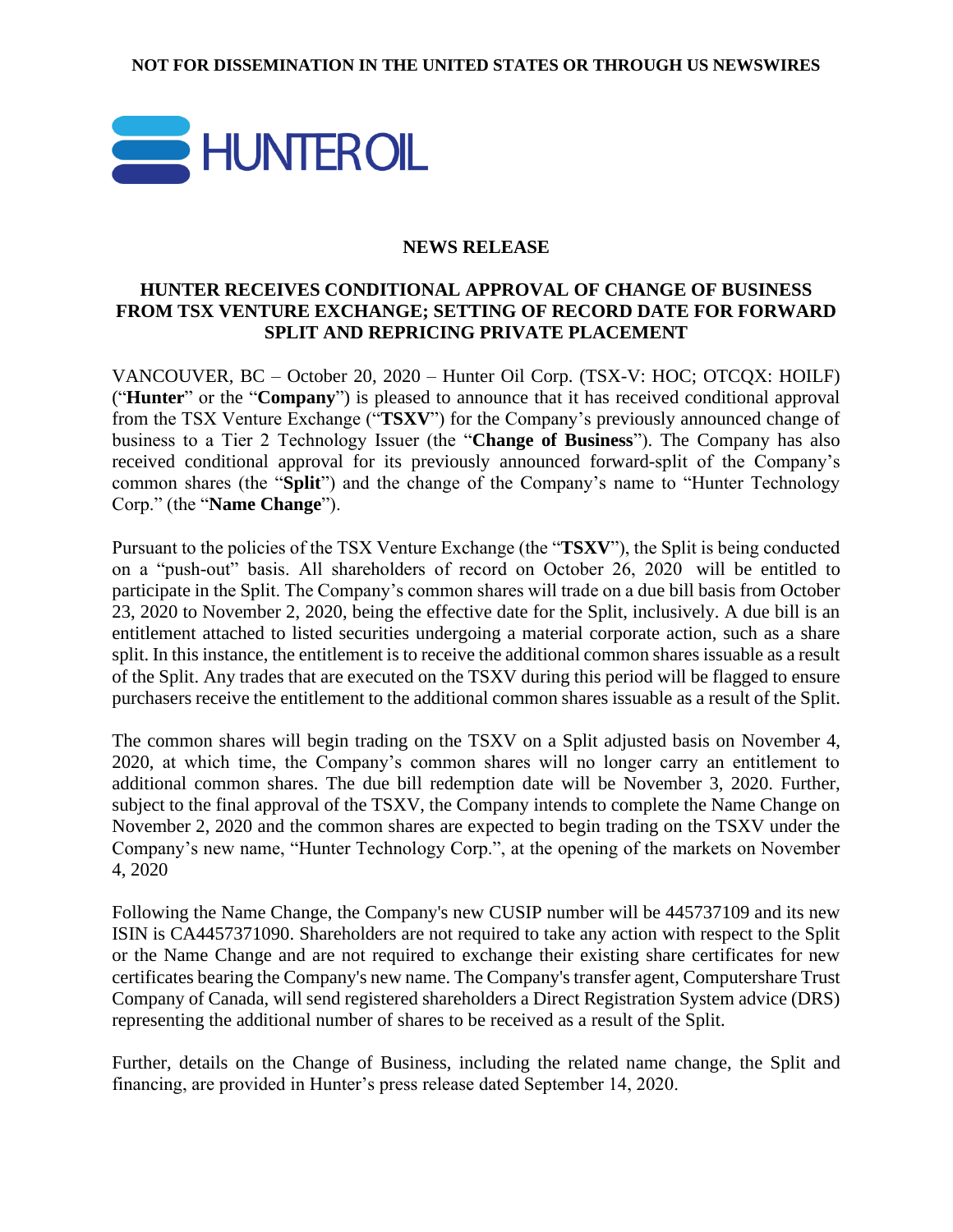**NOT FOR DISSEMINATION IN THE UNITED STATES OR THROUGH US NEWSWIRES**

HUNTER OIL

**NEWS RELEASE**

# HUNTER RECEIVES CONDITIONAL APPROVAL OF CHANGE OF BUSINESS FROM TSX VENTURE EXCHANGE; SETTING OF RECORD DATE FOR FORWARD SPLIT AND REPRICING PRIVATE PLACEMENT

VANCOUVER, BC – October 20, 2020 – Hunter Oil Corp. (TSX-V: HOC; OTCQX: HOILF) ("**Hunter**" or the "**Company**") is pleased to announce that it has received conditional approval from the TSX Venture Exchange ("**TSXV**") for the Company's previously announced change of business to a Tier 2 Technology Issuer (the "**Change of Business**"). The Company has also received conditional approval for its previously announced forward-split of the Company's common shares (the "**Split**") and the change of the Company's name to "Hunter Technology Corp." (the "**Name Change**").

Pursuant to the policies of the TSX Venture Exchange (the "**TSXV**"), the Split is being conducted on a "push-out" basis. All shareholders of record on October 26, 2020 will be entitled to participate in the Split. The Company's common shares will trade on a due bill basis from October 23, 2020 to November 2, 2020, being the effective date for the Split, inclusively. A due bill is an entitlement attached to listed securities undergoing a material corporate action, such as a share split. In this instance, the entitlement is to receive the additional common shares issuable as a result of the Split. Any trades that are executed on the TSXV during this period will be flagged to ensure purchasers receive the entitlement to the additional common shares issuable as a result of the Split.

The common shares will begin trading on the TSXV on a Split adjusted basis on November 4, 2020, at which time, the Company's common shares will no longer carry an entitlement to additional common shares. The due bill redemption date will be November 3, 2020. Further, subject to the final approval of the TSXV, the Company intends to complete the Name Change on November 2, 2020 and the common shares are expected to begin trading on the TSXV under the Company's new name, "Hunter Technology Corp.", at the opening of the markets on November 4, 2020

Following the Name Change, the Company's new CUSIP number will be 445737109 and its new ISIN is CA4457371090. Shareholders are not required to take any action with respect to the Split or the Name Change and are not required to exchange their existing share certificates for new certificates bearing the Company's new name. The Company's transfer agent, Computershare Trust Company of Canada, will send registered shareholders a Direct Registration System advice (DRS) representing the additional number of shares to be received as a result of the Split.

Further, details on the Change of Business, including the related name change, the Split and financing, are provided in Hunter's press release dated September 14, 2020.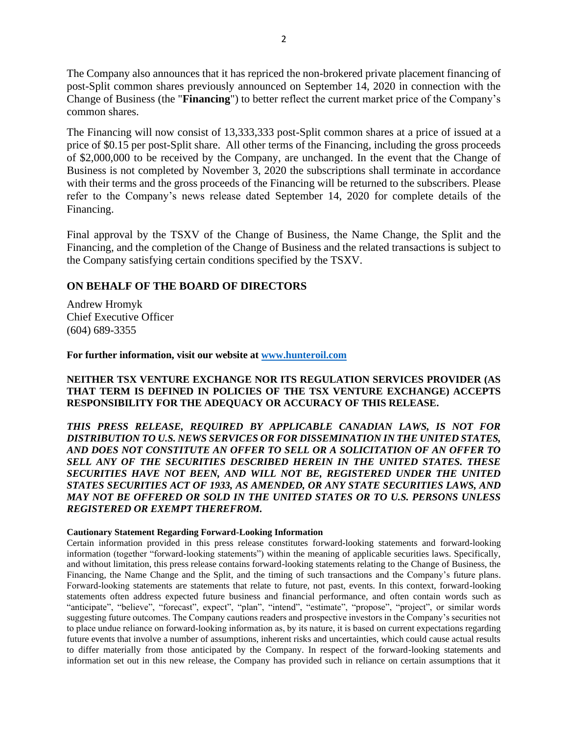The Company also announces that it has repriced the non-brokered private placement financing of post-Split common shares previously announced on September 14, 2020 in connection with the Change of Business (the "**Financing**") to better reflect the current market price of the Company's common shares.

The Financing will now consist of 13,333,333 post-Split common shares at a price of issued at a price of $0.15 per post-Split share. All other terms of the Financing, including the gross proceeds of $2,000,000 to be received by the Company, are unchanged. In the event that the Change of Business is not completed by November 3, 2020 the subscriptions shall terminate in accordance with their terms and the gross proceeds of the Financing will be returned to the subscribers. Please refer to the Company's news release dated September 14, 2020 for complete details of the Financing.

Final approval by the TSXV of the Change of Business, the Name Change, the Split and the Financing, and the completion of the Change of Business and the related transactions is subject to the Company satisfying certain conditions specified by the TSXV.

## ON BEHALF OF THE BOARD OF DIRECTORS

Andrew Hromyk
Chief Executive Officer
(604) 689-3355

**For further information, visit our website at [www.hunteroil.com](http://www.hunteroil.com)**

**NEITHER TSX VENTURE EXCHANGE NOR ITS REGULATION SERVICES PROVIDER (AS THAT TERM IS DEFINED IN POLICIES OF THE TSX VENTURE EXCHANGE) ACCEPTS RESPONSIBILITY FOR THE ADEQUACY OR ACCURACY OF THIS RELEASE.**

***THIS PRESS RELEASE, REQUIRED BY APPLICABLE CANADIAN LAWS, IS NOT FOR DISTRIBUTION TO U.S. NEWS SERVICES OR FOR DISSEMINATION IN THE UNITED STATES, AND DOES NOT CONSTITUTE AN OFFER TO SELL OR A SOLICITATION OF AN OFFER TO SELL ANY OF THE SECURITIES DESCRIBED HEREIN IN THE UNITED STATES. THESE SECURITIES HAVE NOT BEEN, AND WILL NOT BE, REGISTERED UNDER THE UNITED STATES SECURITIES ACT OF 1933, AS AMENDED, OR ANY STATE SECURITIES LAWS, AND MAY NOT BE OFFERED OR SOLD IN THE UNITED STATES OR TO U.S. PERSONS UNLESS REGISTERED OR EXEMPT THEREFROM.***

**Cautionary Statement Regarding Forward-Looking Information**

Certain information provided in this press release constitutes forward-looking statements and forward-looking information (together "forward-looking statements") within the meaning of applicable securities laws. Specifically, and without limitation, this press release contains forward-looking statements relating to the Change of Business, the Financing, the Name Change and the Split, and the timing of such transactions and the Company's future plans. Forward-looking statements are statements that relate to future, not past, events. In this context, forward-looking statements often address expected future business and financial performance, and often contain words such as "anticipate", "believe", "forecast", expect", "plan", "intend", "estimate", "propose", "project", or similar words suggesting future outcomes. The Company cautions readers and prospective investors in the Company's securities not to place undue reliance on forward-looking information as, by its nature, it is based on current expectations regarding future events that involve a number of assumptions, inherent risks and uncertainties, which could cause actual results to differ materially from those anticipated by the Company. In respect of the forward-looking statements and information set out in this new release, the Company has provided such in reliance on certain assumptions that it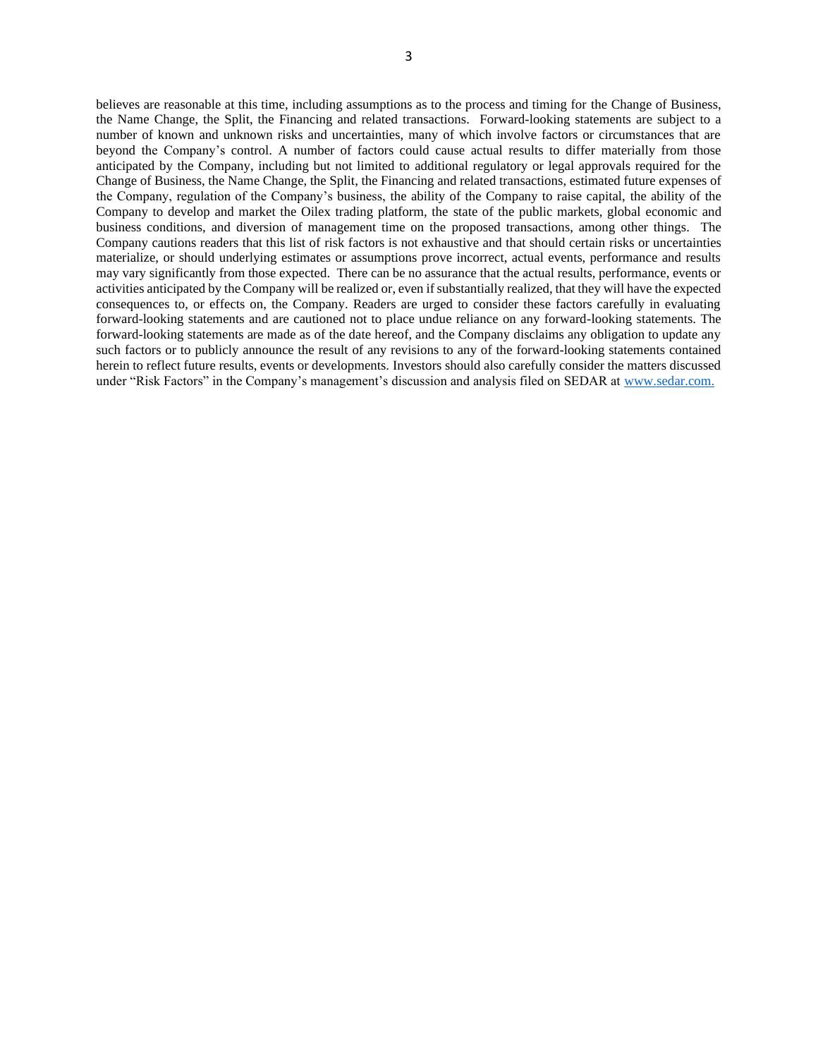believes are reasonable at this time, including assumptions as to the process and timing for the Change of Business, the Name Change, the Split, the Financing and related transactions. Forward-looking statements are subject to a number of known and unknown risks and uncertainties, many of which involve factors or circumstances that are beyond the Company's control. A number of factors could cause actual results to differ materially from those anticipated by the Company, including but not limited to additional regulatory or legal approvals required for the Change of Business, the Name Change, the Split, the Financing and related transactions, estimated future expenses of the Company, regulation of the Company's business, the ability of the Company to raise capital, the ability of the Company to develop and market the Oilex trading platform, the state of the public markets, global economic and business conditions, and diversion of management time on the proposed transactions, among other things. The Company cautions readers that this list of risk factors is not exhaustive and that should certain risks or uncertainties materialize, or should underlying estimates or assumptions prove incorrect, actual events, performance and results may vary significantly from those expected. There can be no assurance that the actual results, performance, events or activities anticipated by the Company will be realized or, even if substantially realized, that they will have the expected consequences to, or effects on, the Company. Readers are urged to consider these factors carefully in evaluating forward-looking statements and are cautioned not to place undue reliance on any forward-looking statements. The forward-looking statements are made as of the date hereof, and the Company disclaims any obligation to update any such factors or to publicly announce the result of any revisions to any of the forward-looking statements contained herein to reflect future results, events or developments. Investors should also carefully consider the matters discussed under "Risk Factors" in the Company's management's discussion and analysis filed on SEDAR at www.sedar.com.